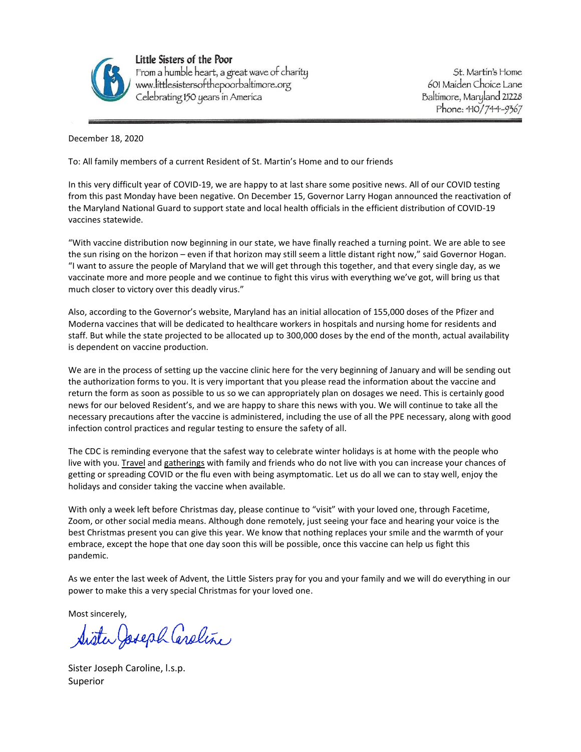**Little Sisters of the Poor**
From a humble heart, a great wave of charity
www.littlesistersofthepoorbaltimore.org
Celebrating 150 years in America

St. Martin's Home
601 Maiden Choice Lane
Baltimore, Maryland 21228
Phone: 410/744-9367

December 18, 2020

To: All family members of a current Resident of St. Martin's Home and to our friends

In this very difficult year of COVID-19, we are happy to at last share some positive news. All of our COVID testing from this past Monday have been negative. On December 15, Governor Larry Hogan announced the reactivation of the Maryland National Guard to support state and local health officials in the efficient distribution of COVID-19 vaccines statewide.

"With vaccine distribution now beginning in our state, we have finally reached a turning point. We are able to see the sun rising on the horizon – even if that horizon may still seem a little distant right now," said Governor Hogan. "I want to assure the people of Maryland that we will get through this together, and that every single day, as we vaccinate more and more people and we continue to fight this virus with everything we've got, will bring us that much closer to victory over this deadly virus."

Also, according to the Governor's website, Maryland has an initial allocation of 155,000 doses of the Pfizer and Moderna vaccines that will be dedicated to healthcare workers in hospitals and nursing home for residents and staff. But while the state projected to be allocated up to 300,000 doses by the end of the month, actual availability is dependent on vaccine production.

We are in the process of setting up the vaccine clinic here for the very beginning of January and will be sending out the authorization forms to you. It is very important that you please read the information about the vaccine and return the form as soon as possible to us so we can appropriately plan on dosages we need. This is certainly good news for our beloved Resident's, and we are happy to share this news with you. We will continue to take all the necessary precautions after the vaccine is administered, including the use of all the PPE necessary, along with good infection control practices and regular testing to ensure the safety of all.

The CDC is reminding everyone that the safest way to celebrate winter holidays is at home with the people who live with you. Travel and gatherings with family and friends who do not live with you can increase your chances of getting or spreading COVID or the flu even with being asymptomatic. Let us do all we can to stay well, enjoy the holidays and consider taking the vaccine when available.

With only a week left before Christmas day, please continue to "visit" with your loved one, through Facetime, Zoom, or other social media means. Although done remotely, just seeing your face and hearing your voice is the best Christmas present you can give this year. We know that nothing replaces your smile and the warmth of your embrace, except the hope that one day soon this will be possible, once this vaccine can help us fight this pandemic.

As we enter the last week of Advent, the Little Sisters pray for you and your family and we will do everything in our power to make this a very special Christmas for your loved one.

Most sincerely,

Sister Joseph Caroline

Sister Joseph Caroline, l.s.p.
Superior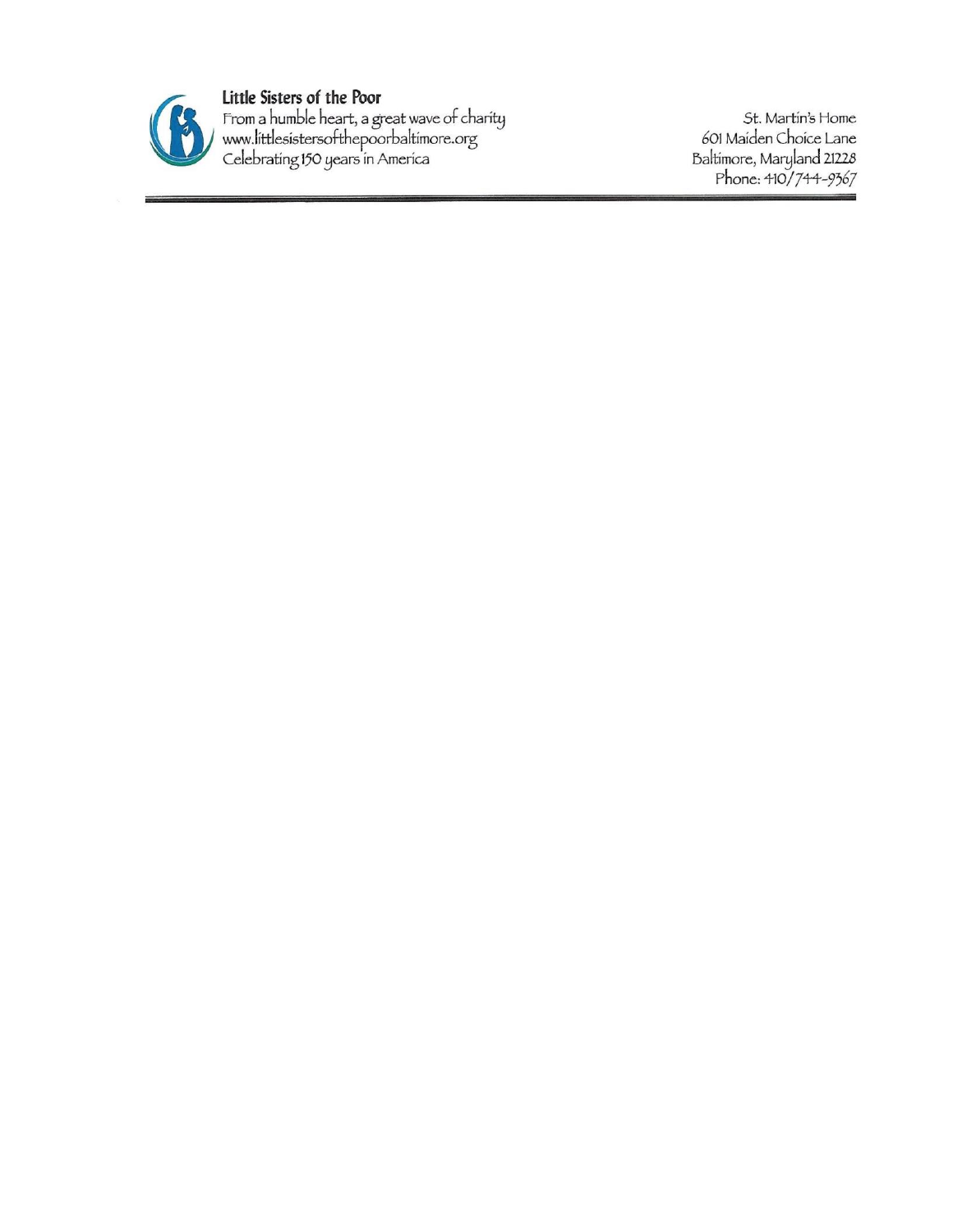**Little Sisters of the Poor**
From a humble heart, a great wave of charity
www.littlesistersofthepoorbaltimore.org
Celebrating 150 years in America

St. Martin's Home
601 Maiden Choice Lane
Baltimore, Maryland 21228
Phone: 410/744-9367